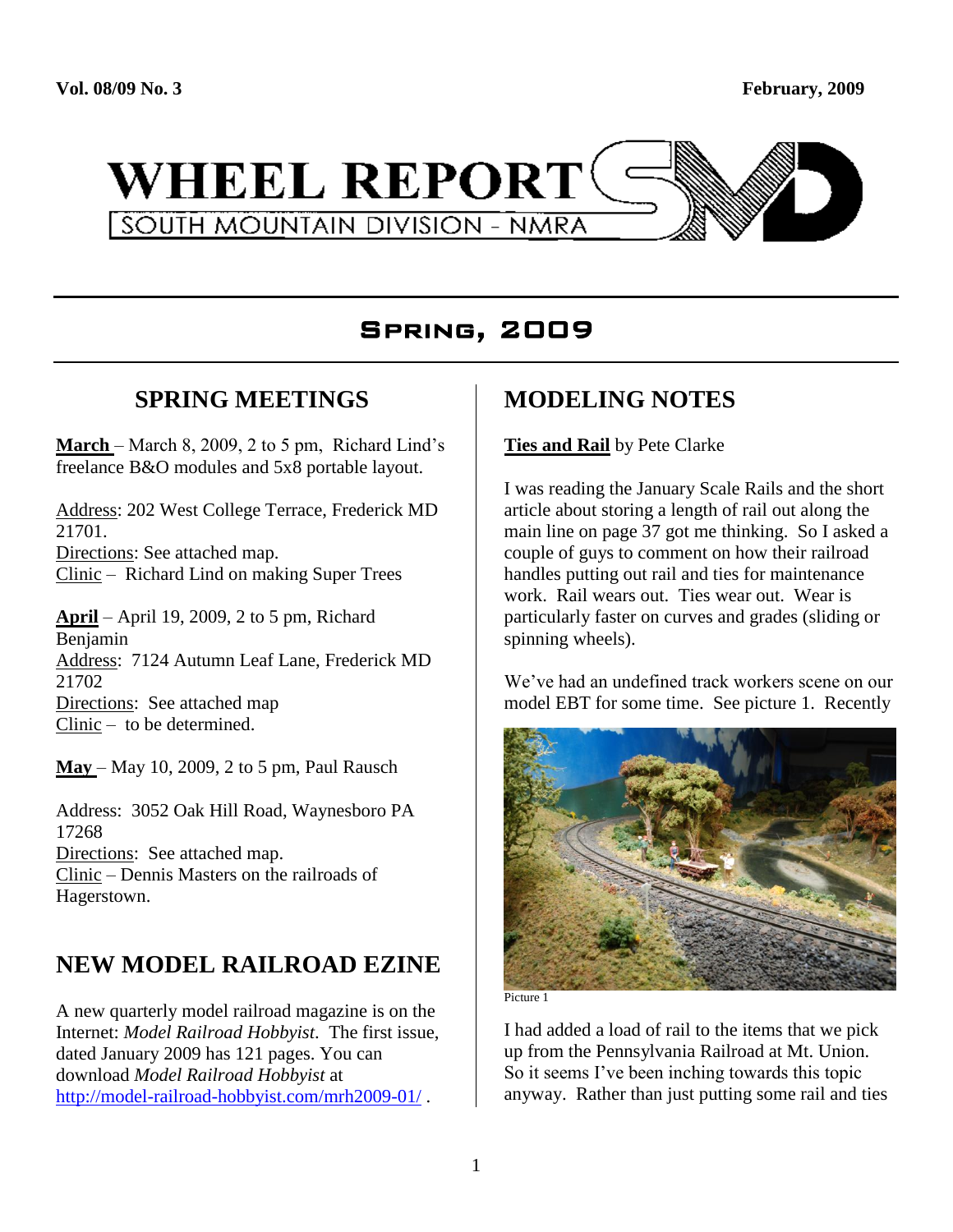**Vol. 08/09 No. 3** **February, 2009**

# WHEEL REPORT

SOUTH MOUNTAIN DIVISION - NMRA

## Spring, 2009

## SPRING MEETINGS

**March** – March 8, 2009, 2 to 5 pm, Richard Lind's freelance B&O modules and 5x8 portable layout.

Address: 202 West College Terrace, Frederick MD 21701.
Directions: See attached map.
Clinic – Richard Lind on making Super Trees

**April** – April 19, 2009, 2 to 5 pm, Richard Benjamin
Address: 7124 Autumn Leaf Lane, Frederick MD 21702
Directions: See attached map
Clinic – to be determined.

**May** – May 10, 2009, 2 to 5 pm, Paul Rausch

Address: 3052 Oak Hill Road, Waynesboro PA 17268
Directions: See attached map.
Clinic – Dennis Masters on the railroads of Hagerstown.

## NEW MODEL RAILROAD EZINE

A new quarterly model railroad magazine is on the Internet: *Model Railroad Hobbyist*. The first issue, dated January 2009 has 121 pages. You can download *Model Railroad Hobbyist* at http://model-railroad-hobbyist.com/mrh2009-01/ .

## MODELING NOTES

**Ties and Rail** by Pete Clarke

I was reading the January Scale Rails and the short article about storing a length of rail out along the main line on page 37 got me thinking. So I asked a couple of guys to comment on how their railroad handles putting out rail and ties for maintenance work. Rail wears out. Ties wear out. Wear is particularly faster on curves and grades (sliding or spinning wheels).

We've had an undefined track workers scene on our model EBT for some time. See picture 1. Recently

Picture 1

I had added a load of rail to the items that we pick up from the Pennsylvania Railroad at Mt. Union. So it seems I've been inching towards this topic anyway. Rather than just putting some rail and ties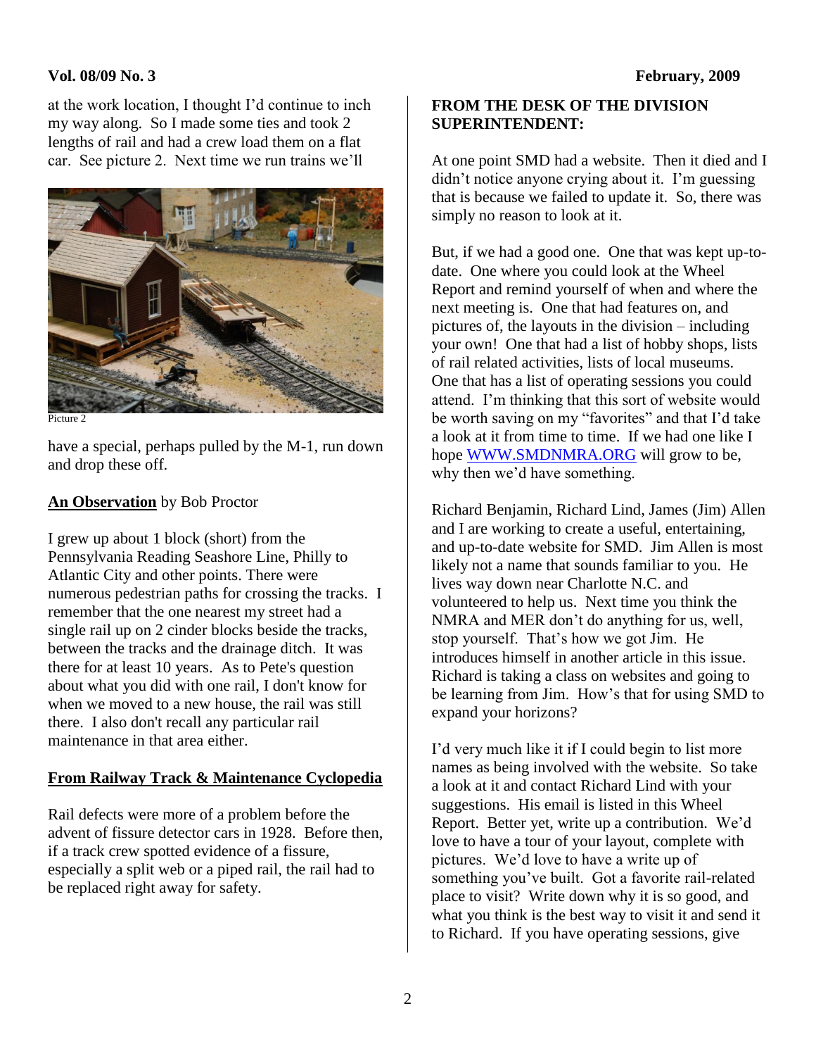at the work location, I thought I'd continue to inch my way along. So I made some ties and took 2 lengths of rail and had a crew load them on a flat car. See picture 2. Next time we run trains we'll

Picture 2

have a special, perhaps pulled by the M-1, run down and drop these off.

**An Observation** by Bob Proctor

I grew up about 1 block (short) from the Pennsylvania Reading Seashore Line, Philly to Atlantic City and other points. There were numerous pedestrian paths for crossing the tracks. I remember that the one nearest my street had a single rail up on 2 cinder blocks beside the tracks, between the tracks and the drainage ditch. It was there for at least 10 years. As to Pete's question about what you did with one rail, I don't know for when we moved to a new house, the rail was still there. I also don't recall any particular rail maintenance in that area either.

**From Railway Track & Maintenance Cyclopedia**

Rail defects were more of a problem before the advent of fissure detector cars in 1928. Before then, if a track crew spotted evidence of a fissure, especially a split web or a piped rail, the rail had to be replaced right away for safety.

## FROM THE DESK OF THE DIVISION SUPERINTENDENT:

At one point SMD had a website. Then it died and I didn't notice anyone crying about it. I'm guessing that is because we failed to update it. So, there was simply no reason to look at it.

But, if we had a good one. One that was kept up-to-date. One where you could look at the Wheel Report and remind yourself of when and where the next meeting is. One that had features on, and pictures of, the layouts in the division – including your own! One that had a list of hobby shops, lists of rail related activities, lists of local museums. One that has a list of operating sessions you could attend. I'm thinking that this sort of website would be worth saving on my "favorites" and that I'd take a look at it from time to time. If we had one like I hope WWW.SMDNMRA.ORG will grow to be, why then we'd have something.

Richard Benjamin, Richard Lind, James (Jim) Allen and I are working to create a useful, entertaining, and up-to-date website for SMD. Jim Allen is most likely not a name that sounds familiar to you. He lives way down near Charlotte N.C. and volunteered to help us. Next time you think the NMRA and MER don't do anything for us, well, stop yourself. That's how we got Jim. He introduces himself in another article in this issue. Richard is taking a class on websites and going to be learning from Jim. How's that for using SMD to expand your horizons?

I'd very much like it if I could begin to list more names as being involved with the website. So take a look at it and contact Richard Lind with your suggestions. His email is listed in this Wheel Report. Better yet, write up a contribution. We'd love to have a tour of your layout, complete with pictures. We'd love to have a write up of something you've built. Got a favorite rail-related place to visit? Write down why it is so good, and what you think is the best way to visit it and send it to Richard. If you have operating sessions, give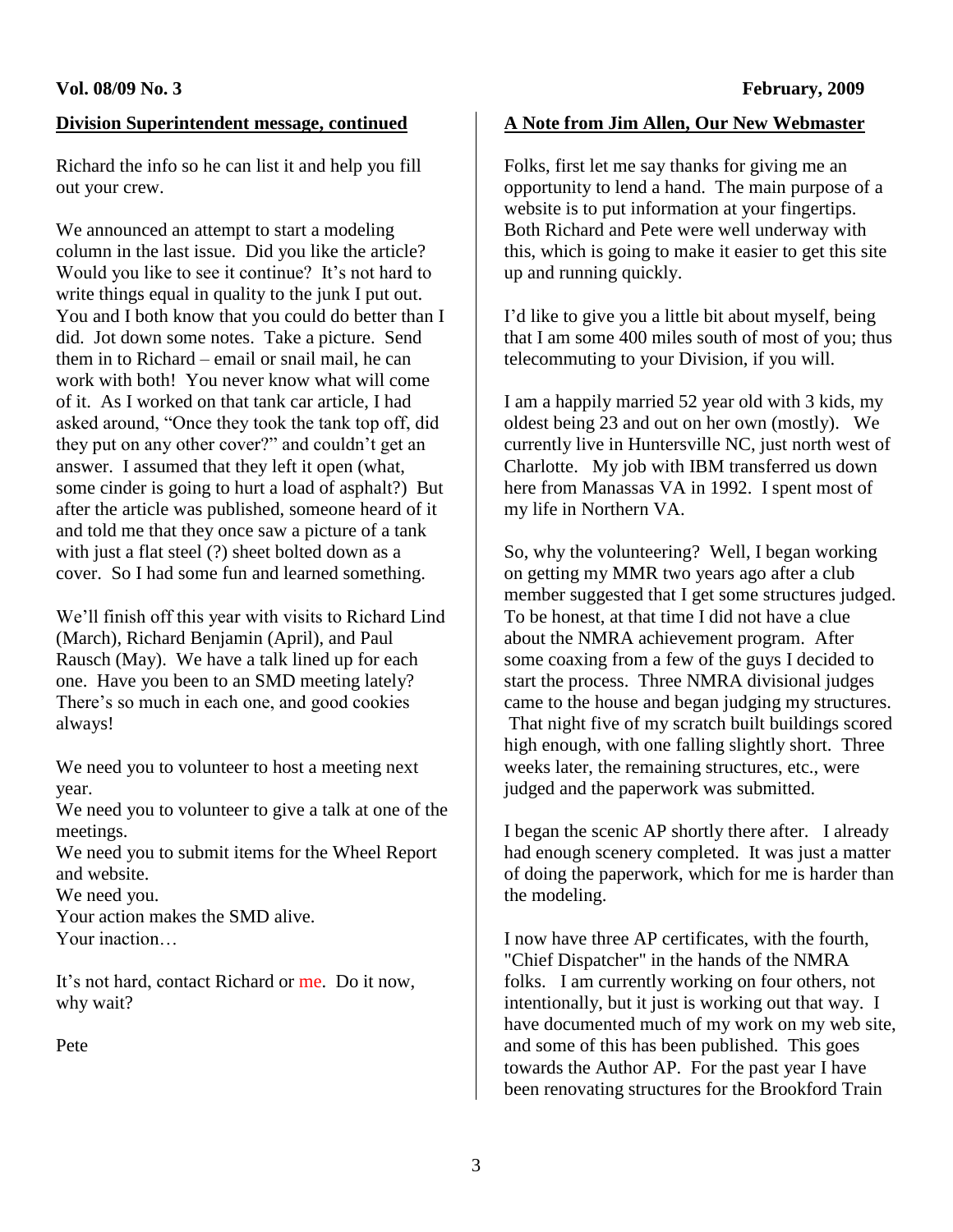## Division Superintendent message, continued

Richard the info so he can list it and help you fill out your crew.

We announced an attempt to start a modeling column in the last issue. Did you like the article? Would you like to see it continue? It's not hard to write things equal in quality to the junk I put out. You and I both know that you could do better than I did. Jot down some notes. Take a picture. Send them in to Richard – email or snail mail, he can work with both! You never know what will come of it. As I worked on that tank car article, I had asked around, "Once they took the tank top off, did they put on any other cover?" and couldn't get an answer. I assumed that they left it open (what, some cinder is going to hurt a load of asphalt?) But after the article was published, someone heard of it and told me that they once saw a picture of a tank with just a flat steel (?) sheet bolted down as a cover. So I had some fun and learned something.

We'll finish off this year with visits to Richard Lind (March), Richard Benjamin (April), and Paul Rausch (May). We have a talk lined up for each one. Have you been to an SMD meeting lately? There's so much in each one, and good cookies always!

We need you to volunteer to host a meeting next year.
We need you to volunteer to give a talk at one of the meetings.
We need you to submit items for the Wheel Report and website.
We need you.
Your action makes the SMD alive.
Your inaction…

It's not hard, contact Richard or me. Do it now, why wait?

Pete

## A Note from Jim Allen, Our New Webmaster

Folks, first let me say thanks for giving me an opportunity to lend a hand. The main purpose of a website is to put information at your fingertips. Both Richard and Pete were well underway with this, which is going to make it easier to get this site up and running quickly.

I'd like to give you a little bit about myself, being that I am some 400 miles south of most of you; thus telecommuting to your Division, if you will.

I am a happily married 52 year old with 3 kids, my oldest being 23 and out on her own (mostly). We currently live in Huntersville NC, just north west of Charlotte. My job with IBM transferred us down here from Manassas VA in 1992. I spent most of my life in Northern VA.

So, why the volunteering? Well, I began working on getting my MMR two years ago after a club member suggested that I get some structures judged. To be honest, at that time I did not have a clue about the NMRA achievement program. After some coaxing from a few of the guys I decided to start the process. Three NMRA divisional judges came to the house and began judging my structures. That night five of my scratch built buildings scored high enough, with one falling slightly short. Three weeks later, the remaining structures, etc., were judged and the paperwork was submitted.

I began the scenic AP shortly there after. I already had enough scenery completed. It was just a matter of doing the paperwork, which for me is harder than the modeling.

I now have three AP certificates, with the fourth, "Chief Dispatcher" in the hands of the NMRA folks. I am currently working on four others, not intentionally, but it just is working out that way. I have documented much of my work on my web site, and some of this has been published. This goes towards the Author AP. For the past year I have been renovating structures for the Brookford Train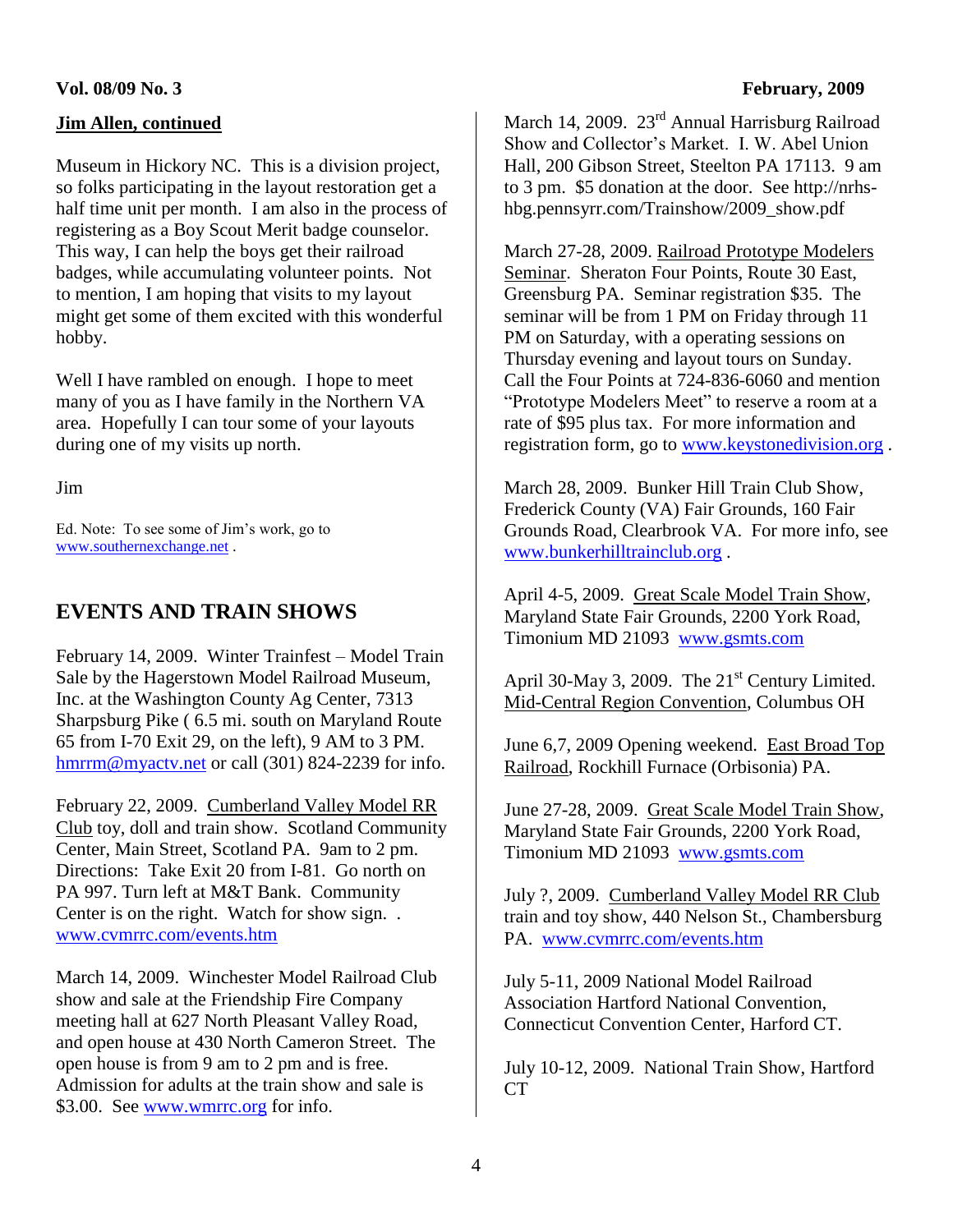## Jim Allen, continued

Museum in Hickory NC. This is a division project, so folks participating in the layout restoration get a half time unit per month. I am also in the process of registering as a Boy Scout Merit badge counselor. This way, I can help the boys get their railroad badges, while accumulating volunteer points. Not to mention, I am hoping that visits to my layout might get some of them excited with this wonderful hobby.

Well I have rambled on enough. I hope to meet many of you as I have family in the Northern VA area. Hopefully I can tour some of your layouts during one of my visits up north.

Jim

Ed. Note: To see some of Jim's work, go to www.southernexchange.net .

## EVENTS AND TRAIN SHOWS

February 14, 2009. Winter Trainfest – Model Train Sale by the Hagerstown Model Railroad Museum, Inc. at the Washington County Ag Center, 7313 Sharpsburg Pike ( 6.5 mi. south on Maryland Route 65 from I-70 Exit 29, on the left), 9 AM to 3 PM. hmrrm@myactv.net or call (301) 824-2239 for info.

February 22, 2009. Cumberland Valley Model RR Club toy, doll and train show. Scotland Community Center, Main Street, Scotland PA. 9am to 2 pm. Directions: Take Exit 20 from I-81. Go north on PA 997. Turn left at M&T Bank. Community Center is on the right. Watch for show sign. . www.cvmrrc.com/events.htm

March 14, 2009. Winchester Model Railroad Club show and sale at the Friendship Fire Company meeting hall at 627 North Pleasant Valley Road, and open house at 430 North Cameron Street. The open house is from 9 am to 2 pm and is free. Admission for adults at the train show and sale is $3.00. See www.wmrrc.org for info.

March 14, 2009. 23rd Annual Harrisburg Railroad Show and Collector's Market. I. W. Abel Union Hall, 200 Gibson Street, Steelton PA 17113. 9 am to 3 pm. $5 donation at the door. See http://nrhs-hbg.pennsyrr.com/Trainshow/2009_show.pdf

March 27-28, 2009. Railroad Prototype Modelers Seminar. Sheraton Four Points, Route 30 East, Greensburg PA. Seminar registration $35. The seminar will be from 1 PM on Friday through 11 PM on Saturday, with a operating sessions on Thursday evening and layout tours on Sunday. Call the Four Points at 724-836-6060 and mention "Prototype Modelers Meet" to reserve a room at a rate of $95 plus tax. For more information and registration form, go to www.keystonedivision.org .

March 28, 2009. Bunker Hill Train Club Show, Frederick County (VA) Fair Grounds, 160 Fair Grounds Road, Clearbrook VA. For more info, see www.bunkerhilltrainclub.org .

April 4-5, 2009. Great Scale Model Train Show, Maryland State Fair Grounds, 2200 York Road, Timonium MD 21093 www.gsmts.com

April 30-May 3, 2009. The 21st Century Limited. Mid-Central Region Convention, Columbus OH

June 6,7, 2009 Opening weekend. East Broad Top Railroad, Rockhill Furnace (Orbisonia) PA.

June 27-28, 2009. Great Scale Model Train Show, Maryland State Fair Grounds, 2200 York Road, Timonium MD 21093 www.gsmts.com

July ?, 2009. Cumberland Valley Model RR Club train and toy show, 440 Nelson St., Chambersburg PA. www.cvmrrc.com/events.htm

July 5-11, 2009 National Model Railroad Association Hartford National Convention, Connecticut Convention Center, Harford CT.

July 10-12, 2009. National Train Show, Hartford CT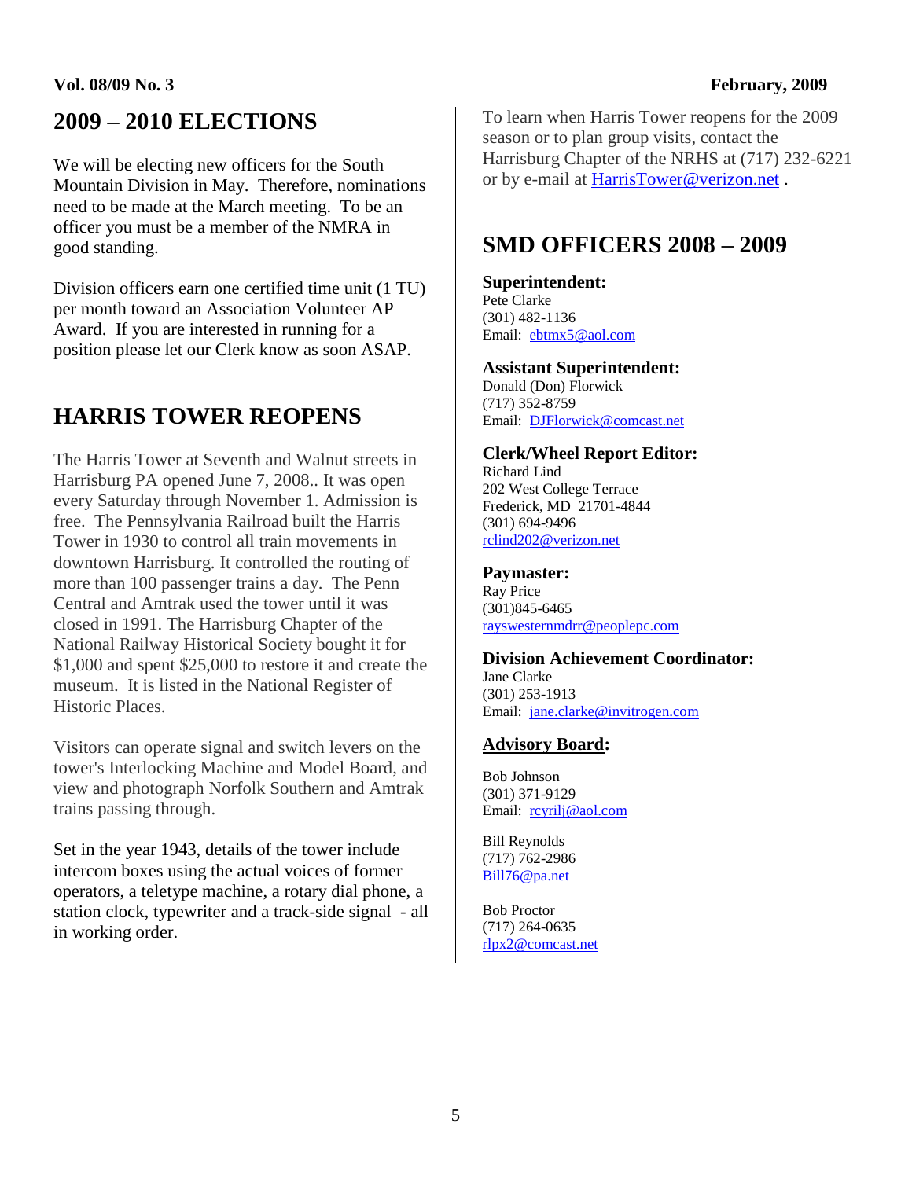## 2009 – 2010 ELECTIONS

We will be electing new officers for the South Mountain Division in May. Therefore, nominations need to be made at the March meeting. To be an officer you must be a member of the NMRA in good standing.

Division officers earn one certified time unit (1 TU) per month toward an Association Volunteer AP Award. If you are interested in running for a position please let our Clerk know as soon ASAP.

## HARRIS TOWER REOPENS

The Harris Tower at Seventh and Walnut streets in Harrisburg PA opened June 7, 2008.. It was open every Saturday through November 1. Admission is free. The Pennsylvania Railroad built the Harris Tower in 1930 to control all train movements in downtown Harrisburg. It controlled the routing of more than 100 passenger trains a day. The Penn Central and Amtrak used the tower until it was closed in 1991. The Harrisburg Chapter of the National Railway Historical Society bought it for $1,000 and spent $25,000 to restore it and create the museum. It is listed in the National Register of Historic Places.

Visitors can operate signal and switch levers on the tower's Interlocking Machine and Model Board, and view and photograph Norfolk Southern and Amtrak trains passing through.

Set in the year 1943, details of the tower include intercom boxes using the actual voices of former operators, a teletype machine, a rotary dial phone, a station clock, typewriter and a track-side signal - all in working order.

To learn when Harris Tower reopens for the 2009 season or to plan group visits, contact the Harrisburg Chapter of the NRHS at (717) 232-6221 or by e-mail at HarrisTower@verizon.net .

## SMD OFFICERS 2008 – 2009

**Superintendent:**
Pete Clarke
(301) 482-1136
Email: ebtmx5@aol.com

**Assistant Superintendent:**
Donald (Don) Florwick
(717) 352-8759
Email: DJFlorwick@comcast.net

**Clerk/Wheel Report Editor:**
Richard Lind
202 West College Terrace
Frederick, MD 21701-4844
(301) 694-9496
rclind202@verizon.net

**Paymaster:**
Ray Price
(301)845-6465
rayswesternmdrr@peoplepc.com

**Division Achievement Coordinator:**
Jane Clarke
(301) 253-1913
Email: jane.clarke@invitrogen.com

**Advisory Board:**

Bob Johnson
(301) 371-9129
Email: rcyrilj@aol.com

Bill Reynolds
(717) 762-2986
Bill76@pa.net

Bob Proctor
(717) 264-0635
rlpx2@comcast.net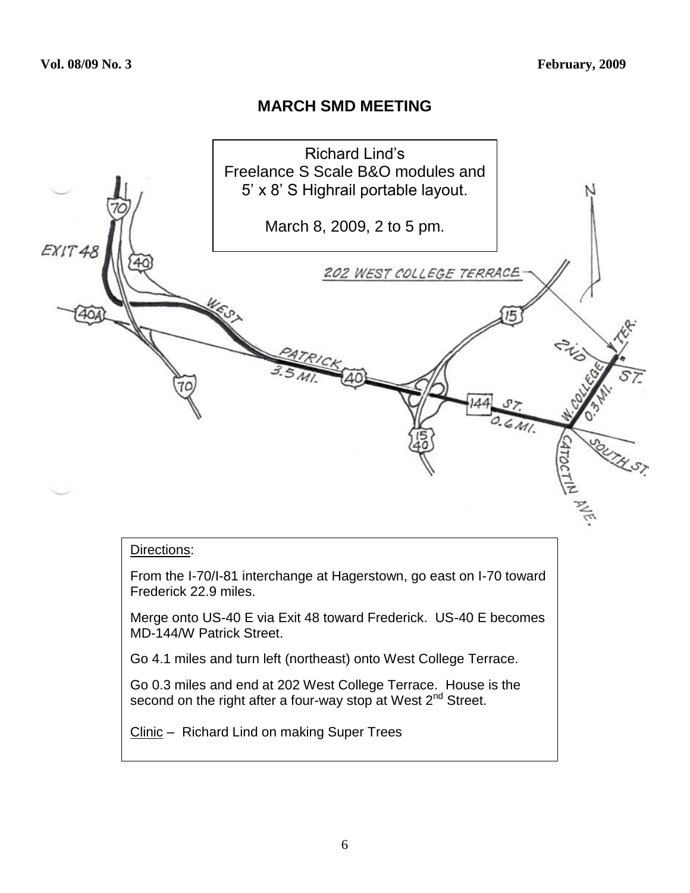## MARCH SMD MEETING

Richard Lind's
Freelance S Scale B&O modules and
5' x 8' S Highrail portable layout.

March 8, 2009, 2 to 5 pm.

EXIT 48

70

40

40A

70

WEST PATRICK 3.5 MI.

40

15

15 40

144 ST. 0.6 MI.

202 WEST COLLEGE TERRACE

2ND ST.

TER.

W. COLLEGE 0.3 MI.

SOUTH ST.

CATOCTIN AVE.

N

Directions:

From the I-70/I-81 interchange at Hagerstown, go east on I-70 toward Frederick 22.9 miles.

Merge onto US-40 E via Exit 48 toward Frederick. US-40 E becomes MD-144/W Patrick Street.

Go 4.1 miles and turn left (northeast) onto West College Terrace.

Go 0.3 miles and end at 202 West College Terrace. House is the second on the right after a four-way stop at West 2nd Street.

Clinic – Richard Lind on making Super Trees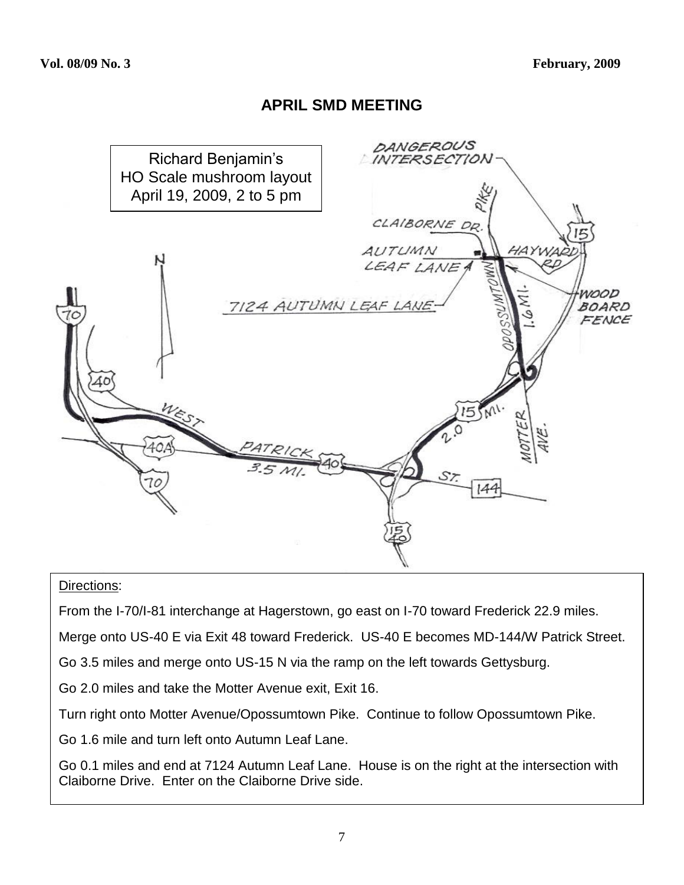## APRIL SMD MEETING

Richard Benjamin's
HO Scale mushroom layout
April 19, 2009, 2 to 5 pm

Directions:

From the I-70/I-81 interchange at Hagerstown, go east on I-70 toward Frederick 22.9 miles.

Merge onto US-40 E via Exit 48 toward Frederick. US-40 E becomes MD-144/W Patrick Street.

Go 3.5 miles and merge onto US-15 N via the ramp on the left towards Gettysburg.

Go 2.0 miles and take the Motter Avenue exit, Exit 16.

Turn right onto Motter Avenue/Opossumtown Pike. Continue to follow Opossumtown Pike.

Go 1.6 mile and turn left onto Autumn Leaf Lane.

Go 0.1 miles and end at 7124 Autumn Leaf Lane. House is on the right at the intersection with Claiborne Drive. Enter on the Claiborne Drive side.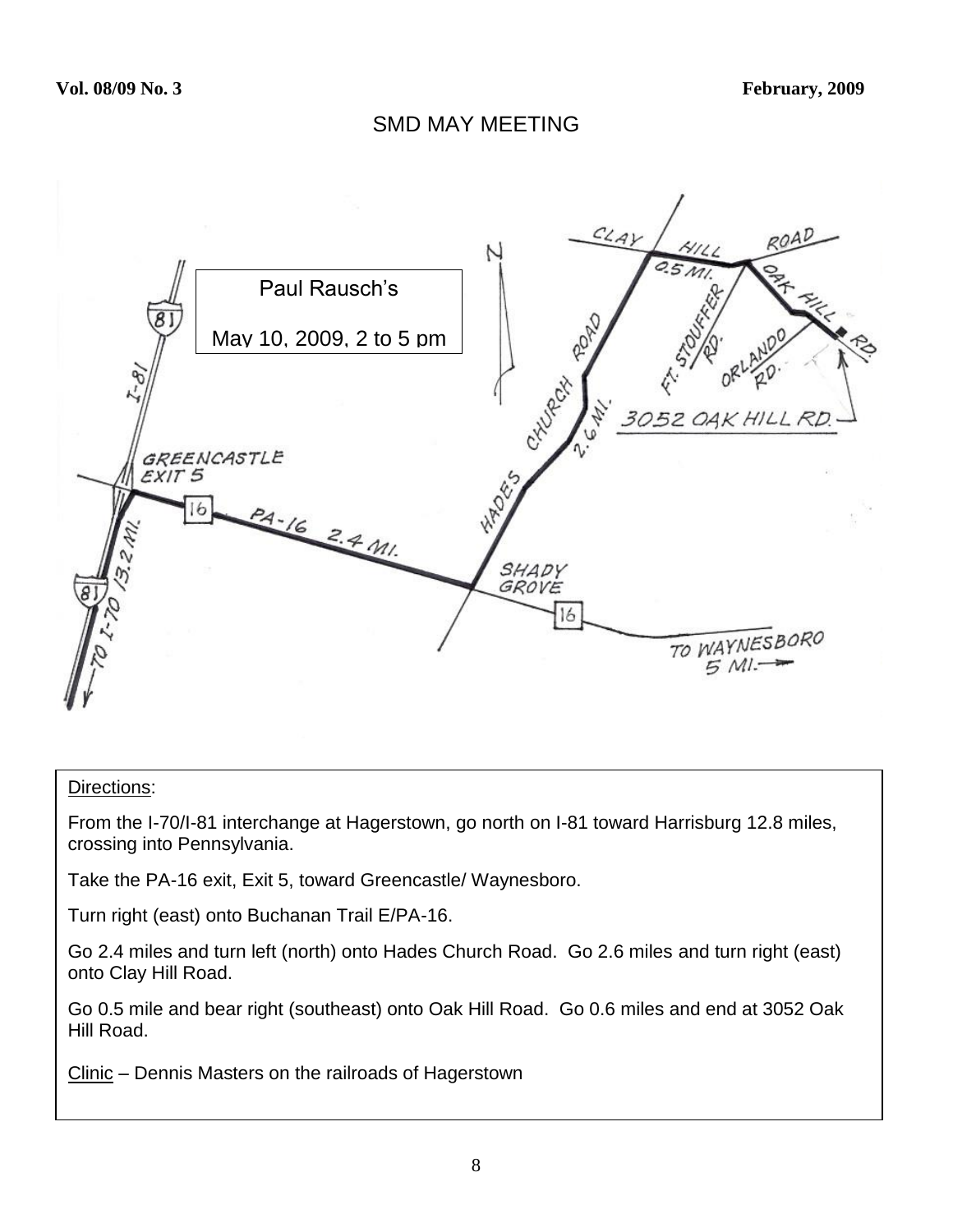Vol. 08/09 No. 3 February, 2009

# SMD MAY MEETING

Paul Rausch's

May 10, 2009, 2 to 5 pm

CLAY HILL ROAD

0.5 MI.

OAK HILL RD.

FT. STOUFFER RD.

ORLANDO RD.

3052 OAK HILL RD.

N

HADES CHURCH ROAD

2.6 MI.

81

I-81

GREENCASTLE EXIT 5

16

PA-16 2.4 MI.

SHADY GROVE

16

TO WAYNESBORO 5 MI.

81

TO I-70 13.2 MI.

Directions:

From the I-70/I-81 interchange at Hagerstown, go north on I-81 toward Harrisburg 12.8 miles, crossing into Pennsylvania.

Take the PA-16 exit, Exit 5, toward Greencastle/ Waynesboro.

Turn right (east) onto Buchanan Trail E/PA-16.

Go 2.4 miles and turn left (north) onto Hades Church Road. Go 2.6 miles and turn right (east) onto Clay Hill Road.

Go 0.5 mile and bear right (southeast) onto Oak Hill Road. Go 0.6 miles and end at 3052 Oak Hill Road.

Clinic – Dennis Masters on the railroads of Hagerstown